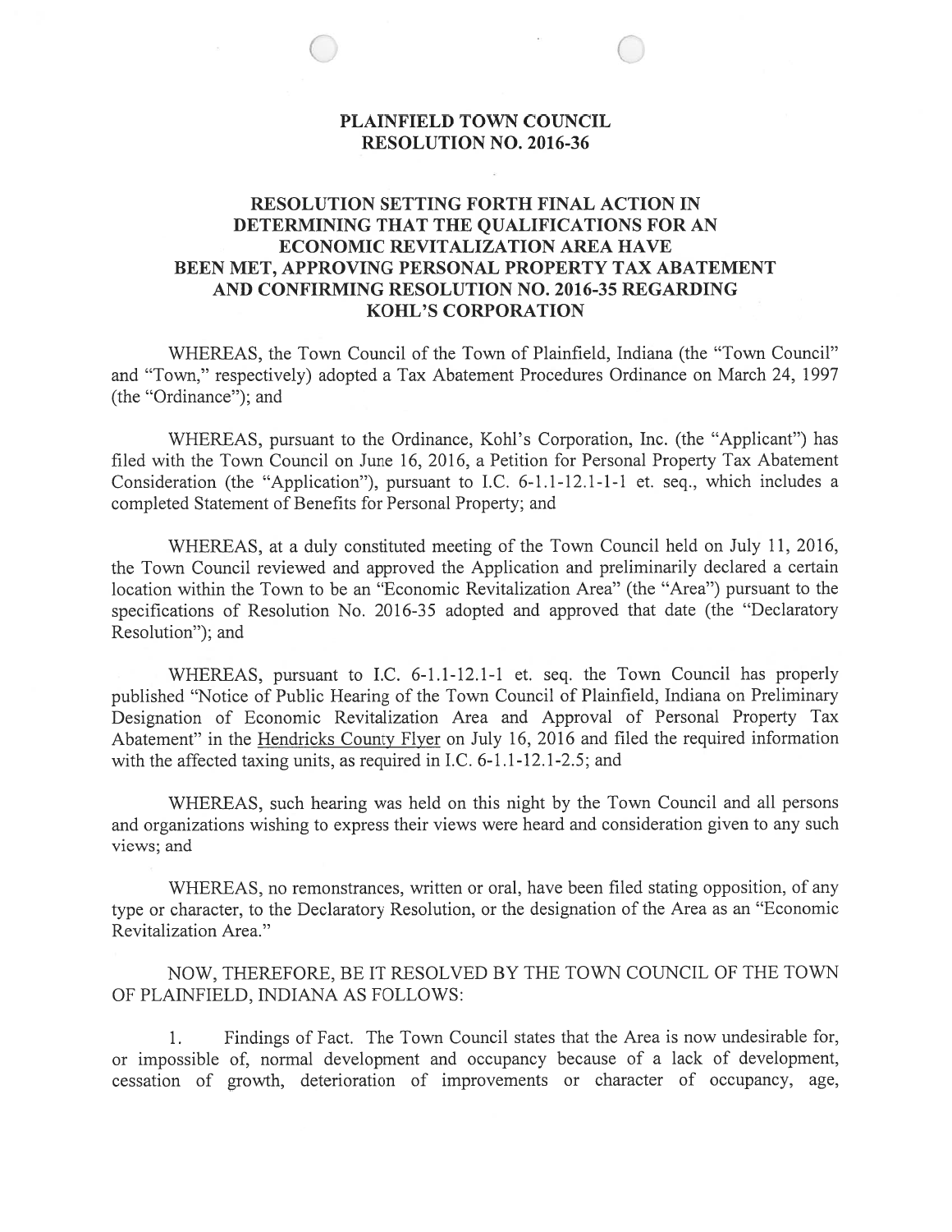# PLAINFIELD TOWN COUNCIL
# RESOLUTION NO. 2016-36

## RESOLUTION SETTING FORTH FINAL ACTION IN DETERMINING THAT THE QUALIFICATIONS FOR AN ECONOMIC REVITALIZATION AREA HAVE BEEN MET, APPROVING PERSONAL PROPERTY TAX ABATEMENT AND CONFIRMING RESOLUTION NO. 2016-35 REGARDING KOHL'S CORPORATION

WHEREAS, the Town Council of the Town of Plainfield, Indiana (the "Town Council" and "Town," respectively) adopted a Tax Abatement Procedures Ordinance on March 24, 1997 (the "Ordinance"); and

WHEREAS, pursuant to the Ordinance, Kohl's Corporation, Inc. (the "Applicant") has filed with the Town Council on June 16, 2016, a Petition for Personal Property Tax Abatement Consideration (the "Application"), pursuant to I.C. 6-1.1-12.1-1-1 et. seq., which includes a completed Statement of Benefits for Personal Property; and

WHEREAS, at a duly constituted meeting of the Town Council held on July 11, 2016, the Town Council reviewed and approved the Application and preliminarily declared a certain location within the Town to be an "Economic Revitalization Area" (the "Area") pursuant to the specifications of Resolution No. 2016-35 adopted and approved that date (the "Declaratory Resolution"); and

WHEREAS, pursuant to I.C. 6-1.1-12.1-1 et. seq. the Town Council has properly published "Notice of Public Hearing of the Town Council of Plainfield, Indiana on Preliminary Designation of Economic Revitalization Area and Approval of Personal Property Tax Abatement" in the Hendricks County Flyer on July 16, 2016 and filed the required information with the affected taxing units, as required in I.C. 6-1.1-12.1-2.5; and

WHEREAS, such hearing was held on this night by the Town Council and all persons and organizations wishing to express their views were heard and consideration given to any such views; and

WHEREAS, no remonstrances, written or oral, have been filed stating opposition, of any type or character, to the Declaratory Resolution, or the designation of the Area as an "Economic Revitalization Area."

NOW, THEREFORE, BE IT RESOLVED BY THE TOWN COUNCIL OF THE TOWN OF PLAINFIELD, INDIANA AS FOLLOWS:

1. Findings of Fact. The Town Council states that the Area is now undesirable for, or impossible of, normal development and occupancy because of a lack of development, cessation of growth, deterioration of improvements or character of occupancy, age,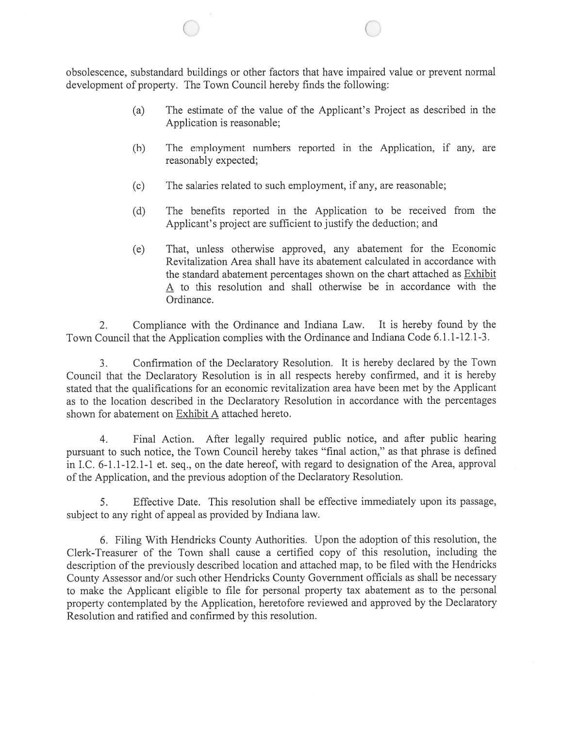obsolescence, substandard buildings or other factors that have impaired value or prevent normal development of property. The Town Council hereby finds the following:

(a) The estimate of the value of the Applicant's Project as described in the Application is reasonable;

(b) The employment numbers reported in the Application, if any, are reasonably expected;

(c) The salaries related to such employment, if any, are reasonable;

(d) The benefits reported in the Application to be received from the Applicant's project are sufficient to justify the deduction; and

(e) That, unless otherwise approved, any abatement for the Economic Revitalization Area shall have its abatement calculated in accordance with the standard abatement percentages shown on the chart attached as <u>Exhibit A</u> to this resolution and shall otherwise be in accordance with the Ordinance.

2. Compliance with the Ordinance and Indiana Law. It is hereby found by the Town Council that the Application complies with the Ordinance and Indiana Code 6.1.1-12.1-3.

3. Confirmation of the Declaratory Resolution. It is hereby declared by the Town Council that the Declaratory Resolution is in all respects hereby confirmed, and it is hereby stated that the qualifications for an economic revitalization area have been met by the Applicant as to the location described in the Declaratory Resolution in accordance with the percentages shown for abatement on <u>Exhibit A</u> attached hereto.

4. Final Action. After legally required public notice, and after public hearing pursuant to such notice, the Town Council hereby takes "final action," as that phrase is defined in I.C. 6-1.1-12.1-1 et. seq., on the date hereof, with regard to designation of the Area, approval of the Application, and the previous adoption of the Declaratory Resolution.

5. Effective Date. This resolution shall be effective immediately upon its passage, subject to any right of appeal as provided by Indiana law.

6. Filing With Hendricks County Authorities. Upon the adoption of this resolution, the Clerk-Treasurer of the Town shall cause a certified copy of this resolution, including the description of the previously described location and attached map, to be filed with the Hendricks County Assessor and/or such other Hendricks County Government officials as shall be necessary to make the Applicant eligible to file for personal property tax abatement as to the personal property contemplated by the Application, heretofore reviewed and approved by the Declaratory Resolution and ratified and confirmed by this resolution.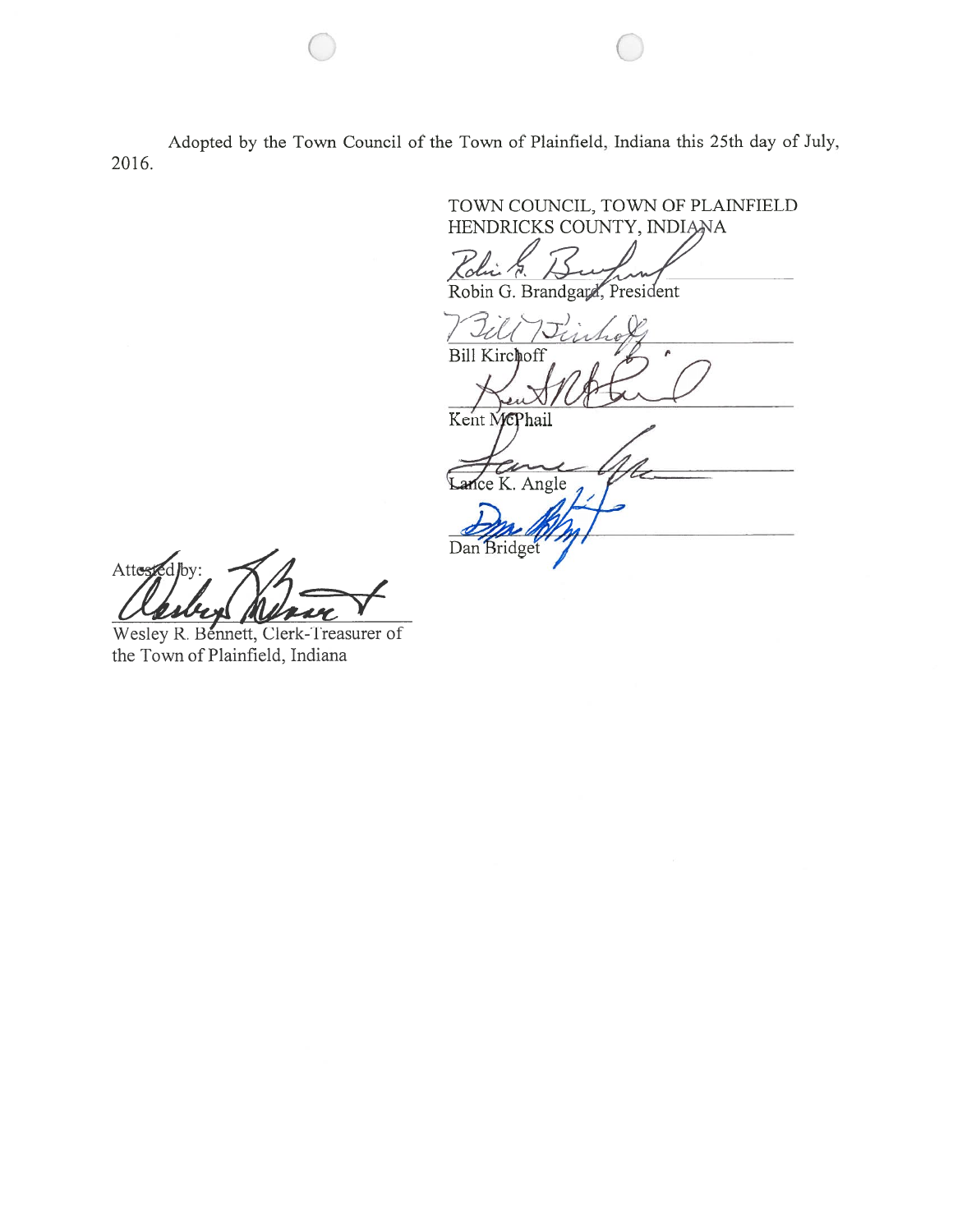Adopted by the Town Council of the Town of Plainfield, Indiana this 25th day of July, 2016.

TOWN COUNCIL, TOWN OF PLAINFIELD
HENDRICKS COUNTY, INDIANA

Robin G. Brandgard, President

Bill Kirchoff

Kent McPhail

Lance K. Angle

Dan Bridget

Attested by:

Wesley R. Bennett, Clerk-Treasurer of the Town of Plainfield, Indiana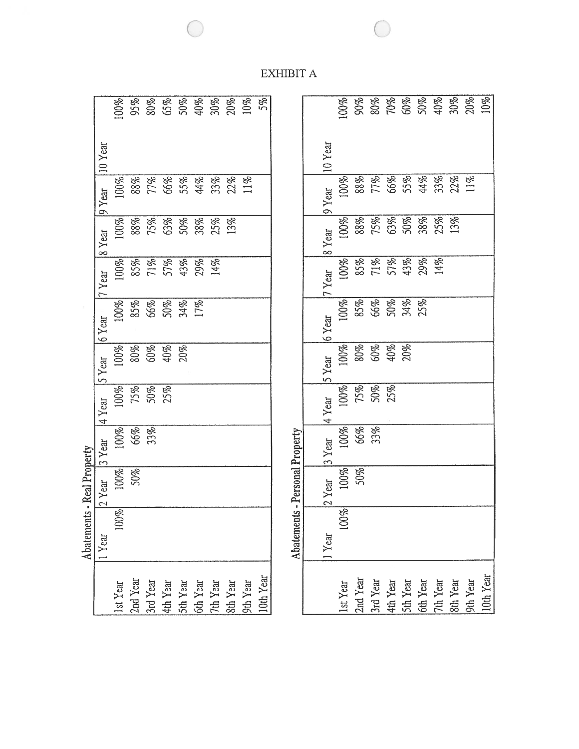EXHIBIT A

**Abatements - Real Property**

| | 1 Year | 2 Year | 3 Year | 4 Year | 5 Year | 6 Year | 7 Year | 8 Year | 9 Year | 10 Year |
|---|---|---|---|---|---|---|---|---|---|---|
| 1st Year | 100% | 100% | 100% | 100% | 100% | 100% | 100% | 100% | 100% | 100% |
| 2nd Year | | 50% | 66% | 75% | 80% | 85% | 85% | 88% | 88% | 95% |
| 3rd Year | | | 33% | 50% | 60% | 66% | 71% | 75% | 77% | 80% |
| 4th Year | | | | 25% | 40% | 50% | 57% | 63% | 66% | 65% |
| 5th Year | | | | | 20% | 34% | 43% | 50% | 55% | 50% |
| 6th Year | | | | | | 17% | 29% | 38% | 44% | 40% |
| 7th Year | | | | | | | 14% | 25% | 33% | 30% |
| 8th Year | | | | | | | | 13% | 22% | 20% |
| 9th Year | | | | | | | | | 11% | 10% |
| 10th Year | | | | | | | | | | 5% |

**Abatements - Personal Property**

| | 1 Year | 2 Year | 3 Year | 4 Year | 5 Year | 6 Year | 7 Year | 8 Year | 9 Year | 10 Year |
|---|---|---|---|---|---|---|---|---|---|---|
| 1st Year | 100% | 100% | 100% | 100% | 100% | 100% | 100% | 100% | 100% | 100% |
| 2nd Year | | 50% | 66% | 75% | 80% | 85% | 85% | 88% | 88% | 90% |
| 3rd Year | | | 33% | 50% | 60% | 66% | 71% | 75% | 77% | 80% |
| 4th Year | | | | 25% | 40% | 50% | 57% | 63% | 66% | 70% |
| 5th Year | | | | | 20% | 34% | 43% | 50% | 55% | 60% |
| 6th Year | | | | | | 25% | 29% | 38% | 44% | 50% |
| 7th Year | | | | | | | 14% | 25% | 33% | 40% |
| 8th Year | | | | | | | | 13% | 22% | 30% |
| 9th Year | | | | | | | | | 11% | 20% |
| 10th Year | | | | | | | | | | 10% |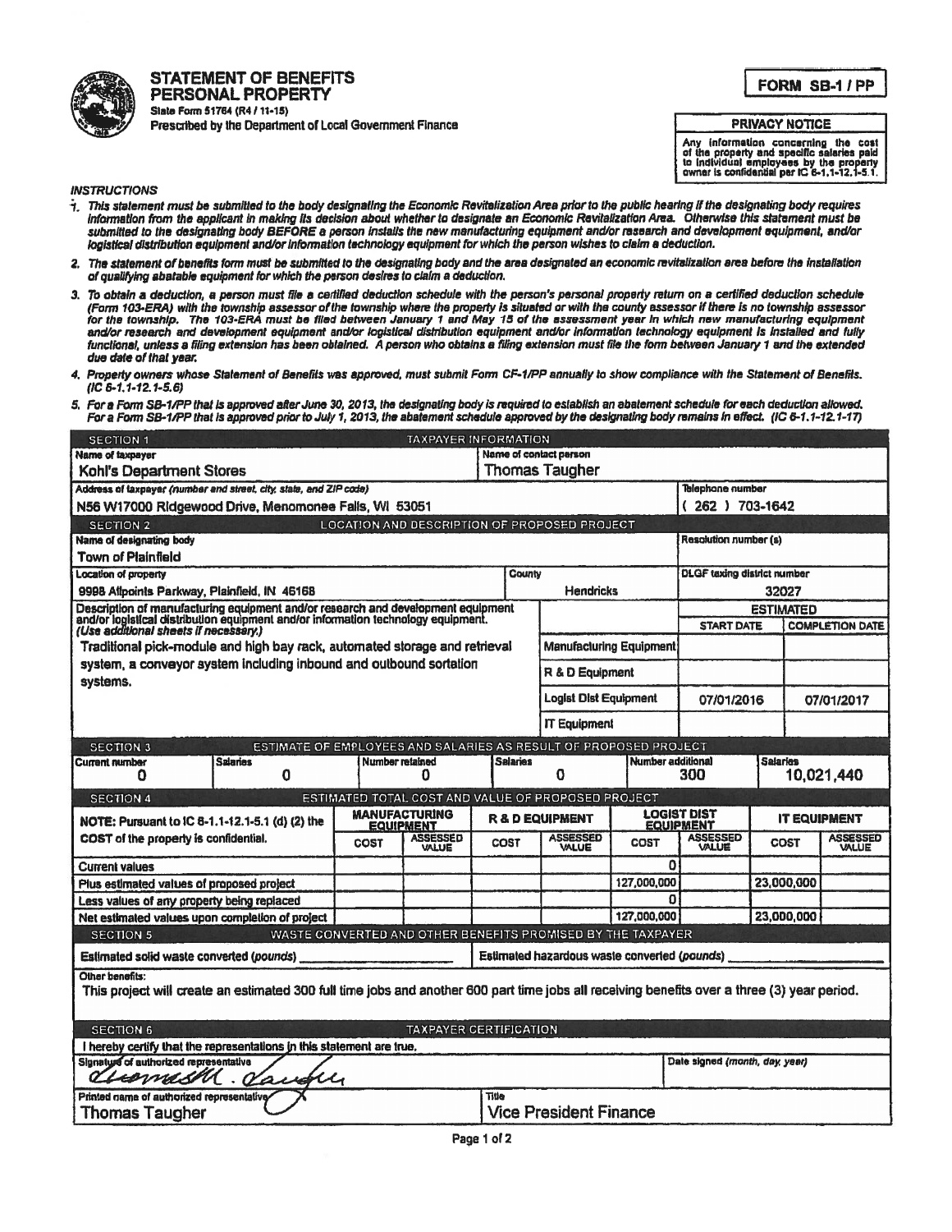# STATEMENT OF BENEFITS PERSONAL PROPERTY

State Form 51764 (R4 / 11-15)
Prescribed by the Department of Local Government Finance

**FORM SB-1 / PP**

**PRIVACY NOTICE**

Any information concerning the cost of the property and specific salaries paid to individual employees by the property owner is confidential per IC 6-1.1-12.1-5.1.

*INSTRUCTIONS*

1. *This statement must be submitted to the body designating the Economic Revitalization Area prior to the public hearing if the designating body requires information from the applicant in making its decision about whether to designate an Economic Revitalization Area. Otherwise this statement must be submitted to the designating body* ***BEFORE*** *a person installs the new manufacturing equipment and/or research and development equipment, and/or logistical distribution equipment and/or information technology equipment for which the person wishes to claim a deduction.*
2. *The statement of benefits form must be submitted to the designating body and the area designated an economic revitalization area before the installation of qualifying abatable equipment for which the person desires to claim a deduction.*
3. *To obtain a deduction, a person must file a certified deduction schedule with the person's personal property return on a certified deduction schedule (Form 103-ERA) with the township assessor of the township where the property is situated or with the county assessor if there is no township assessor for the township. The 103-ERA must be filed between January 1 and May 15 of the assessment year in which new manufacturing equipment and/or research and development equipment and/or logistical distribution equipment and/or information technology equipment is installed and fully functional, unless a filing extension has been obtained. A person who obtains a filing extension must file the form between January 1 and the extended due date of that year.*
4. *Property owners whose Statement of Benefits was approved, must submit Form CF-1/PP annually to show compliance with the Statement of Benefits. (IC 6-1.1-12.1-5.6)*
5. *For a Form SB-1/PP that is approved after June 30, 2013, the designating body is required to establish an abatement schedule for each deduction allowed. For a Form SB-1/PP that is approved prior to July 1, 2013, the abatement schedule approved by the designating body remains in effect. (IC 6-1.1-12.1-17)*

## SECTION 1 — TAXPAYER INFORMATION

| Name of taxpayer | Name of contact person |
|---|---|
| Kohl's Department Stores | Thomas Taugher |

| Address of taxpayer *(number and street, city, state, and ZIP code)* | Telephone number |
|---|---|
| N56 W17000 Ridgewood Drive, Menomonee Falls, WI 53051 | ( 262 ) 703-1642 |

## SECTION 2 — LOCATION AND DESCRIPTION OF PROPOSED PROJECT

| Name of designating body | | Resolution number (s) |
|---|---|---|
| Town of Plainfield | | |
| **Location of property** | **County** | **DLGF taxing district number** |
| 9998 Allpoints Parkway, Plainfield, IN 46168 | Hendricks | 32027 |

| Description of manufacturing equipment and/or research and development equipment and/or logistical distribution equipment and/or information technology equipment. *(Use additional sheets if necessary.)* | | ESTIMATED START DATE | ESTIMATED COMPLETION DATE |
|---|---|---|---|
| Traditional pick-module and high bay rack, automated storage and retrieval system, a conveyor system including inbound and outbound sortation systems. | Manufacturing Equipment | | |
| | R & D Equipment | | |
| | Logist Dist Equipment | 07/01/2016 | 07/01/2017 |
| | IT Equipment | | |

## SECTION 3 — ESTIMATE OF EMPLOYEES AND SALARIES AS RESULT OF PROPOSED PROJECT

| Current number | Salaries | Number retained | Salaries | Number additional | Salaries |
|---|---|---|---|---|---|
| 0 | 0 | 0 | 0 | 300 | 10,021,440 |

## SECTION 4 — ESTIMATED TOTAL COST AND VALUE OF PROPOSED PROJECT

| NOTE: Pursuant to IC 6-1.1-12.1-5.1 (d) (2) the COST of the property is confidential. | MANUFACTURING EQUIPMENT | | R & D EQUIPMENT | | LOGIST DIST EQUIPMENT | | IT EQUIPMENT | |
|---|---|---|---|---|---|---|---|---|
| | COST | ASSESSED VALUE | COST | ASSESSED VALUE | COST | ASSESSED VALUE | COST | ASSESSED VALUE |
| Current values | | | | | 0 | | | |
| Plus estimated values of proposed project | | | | | 127,000,000 | | 23,000,000 | |
| Less values of any property being replaced | | | | | 0 | | | |
| Net estimated values upon completion of project | | | | | 127,000,000 | | 23,000,000 | |

## SECTION 5 — WASTE CONVERTED AND OTHER BENEFITS PROMISED BY THE TAXPAYER

Estimated solid waste converted *(pounds)* ______________ Estimated hazardous waste converted *(pounds)* ______________

Other benefits:

This project will create an estimated 300 full time jobs and another 600 part time jobs all receiving benefits over a three (3) year period.

## SECTION 6 — TAXPAYER CERTIFICATION

I hereby certify that the representations in this statement are true.

| Signature of authorized representative | Date signed *(month, day, year)* |
|---|---|
| Thomas M. Taugher | |
| **Printed name of authorized representative** | **Title** |
| Thomas Taugher | Vice President Finance |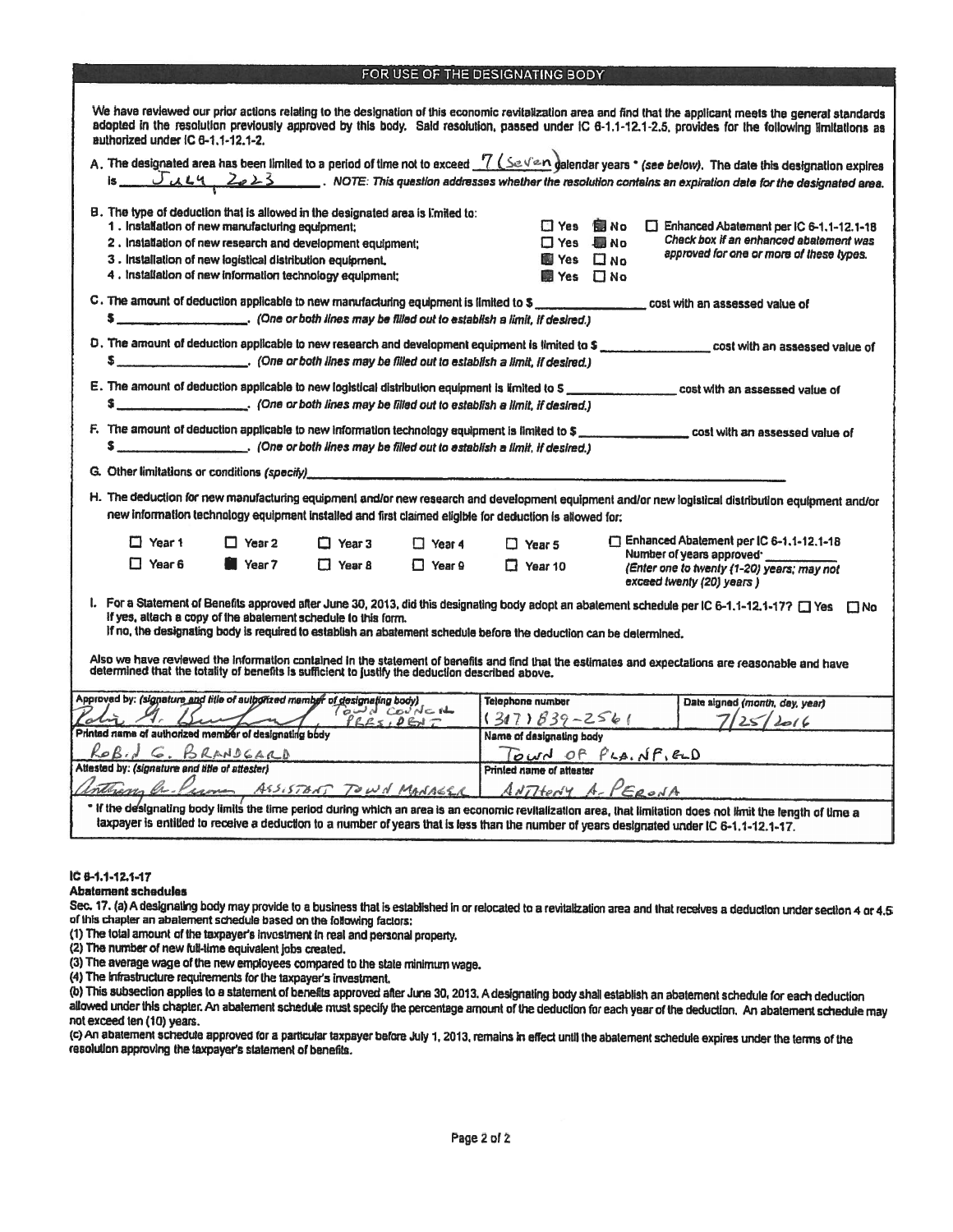## FOR USE OF THE DESIGNATING BODY

We have reviewed our prior actions relating to the designation of this economic revitalization area and find that the applicant meets the general standards adopted in the resolution previously approved by this body. Said resolution, passed under IC 6-1.1-12.1-2.5, provides for the following limitations as authorized under IC 6-1.1-12.1-2.

A. The designated area has been limited to a period of time not to exceed 7 (Seven) calendar years * *(see below)*. The date this designation expires is July, 2023. *NOTE: This question addresses whether the resolution contains an expiration date for the designated area.*

B. The type of deduction that is allowed in the designated area is limited to:

| | | |
|---|---|---|
| 1. Installation of new manufacturing equipment; | ☐ Yes ☒ No | ☐ Enhanced Abatement per IC 6-1.1-12.1-18 *Check box if an enhanced abatement was approved for one or more of these types.* |
| 2. Installation of new research and development equipment; | ☐ Yes ☒ No | |
| 3. Installation of new logistical distribution equipment. | ☒ Yes ☐ No | |
| 4. Installation of new information technology equipment; | ☒ Yes ☐ No | |

C. The amount of deduction applicable to new manufacturing equipment is limited to $ ________ cost with an assessed value of $ ________. *(One or both lines may be filled out to establish a limit, if desired.)*

D. The amount of deduction applicable to new research and development equipment is limited to $ ________ cost with an assessed value of $ ________. *(One or both lines may be filled out to establish a limit, if desired.)*

E. The amount of deduction applicable to new logistical distribution equipment is limited to $ ________ cost with an assessed value of $ ________. *(One or both lines may be filled out to establish a limit, if desired.)*

F. The amount of deduction applicable to new information technology equipment is limited to $ ________ cost with an assessed value of $ ________. *(One or both lines may be filled out to establish a limit, if desired.)*

G. Other limitations or conditions *(specify)* ________

H. The deduction for new manufacturing equipment and/or new research and development equipment and/or new logistical distribution equipment and/or new information technology equipment installed and first claimed eligible for deduction is allowed for:

| | | | | | |
|---|---|---|---|---|---|
| ☐ Year 1 | ☐ Year 2 | ☐ Year 3 | ☐ Year 4 | ☐ Year 5 | ☐ Enhanced Abatement per IC 6-1.1-12.1-18 Number of years approved: ________ *(Enter one to twenty (1-20) years; may not exceed twenty (20) years )* |
| ☐ Year 6 | ☒ Year 7 | ☐ Year 8 | ☐ Year 9 | ☐ Year 10 | |

I. For a Statement of Benefits approved after June 30, 2013, did this designating body adopt an abatement schedule per IC 6-1.1-12.1-17? ☐ Yes ☐ No
If yes, attach a copy of the abatement schedule to this form.
If no, the designating body is required to establish an abatement schedule before the deduction can be determined.

Also we have reviewed the information contained in the statement of benefits and find that the estimates and expectations are reasonable and have determined that the totality of benefits is sufficient to justify the deduction described above.

| | | |
|---|---|---|
| Approved by: *(signature and title of authorized member of designating body)* [signature] Town Council President | Telephone number (317) 839-2561 | Date signed *(month, day, year)* 7/25/2016 |
| Printed name of authorized member of designating body Robin G. Brandgard | Name of designating body Town of Plainfield | |
| Attested by: *(signature and title of attester)* [signature] Assistant Town Manager | Printed name of attester Anthony A. Perona | |

* If the designating body limits the time period during which an area is an economic revitalization area, that limitation does not limit the length of time a taxpayer is entitled to receive a deduction to a number of years that is less than the number of years designated under IC 6-1.1-12.1-17.

**IC 6-1.1-12.1-17**
**Abatement schedules**

Sec. 17. (a) A designating body may provide to a business that is established in or relocated to a revitalization area and that receives a deduction under section 4 or 4.5 of this chapter an abatement schedule based on the following factors:
(1) The total amount of the taxpayer's investment in real and personal property.
(2) The number of new full-time equivalent jobs created.
(3) The average wage of the new employees compared to the state minimum wage.
(4) The infrastructure requirements for the taxpayer's investment.
(b) This subsection applies to a statement of benefits approved after June 30, 2013. A designating body shall establish an abatement schedule for each deduction allowed under this chapter. An abatement schedule must specify the percentage amount of the deduction for each year of the deduction. An abatement schedule may not exceed ten (10) years.
(c) An abatement schedule approved for a particular taxpayer before July 1, 2013, remains in effect until the abatement schedule expires under the terms of the resolution approving the taxpayer's statement of benefits.